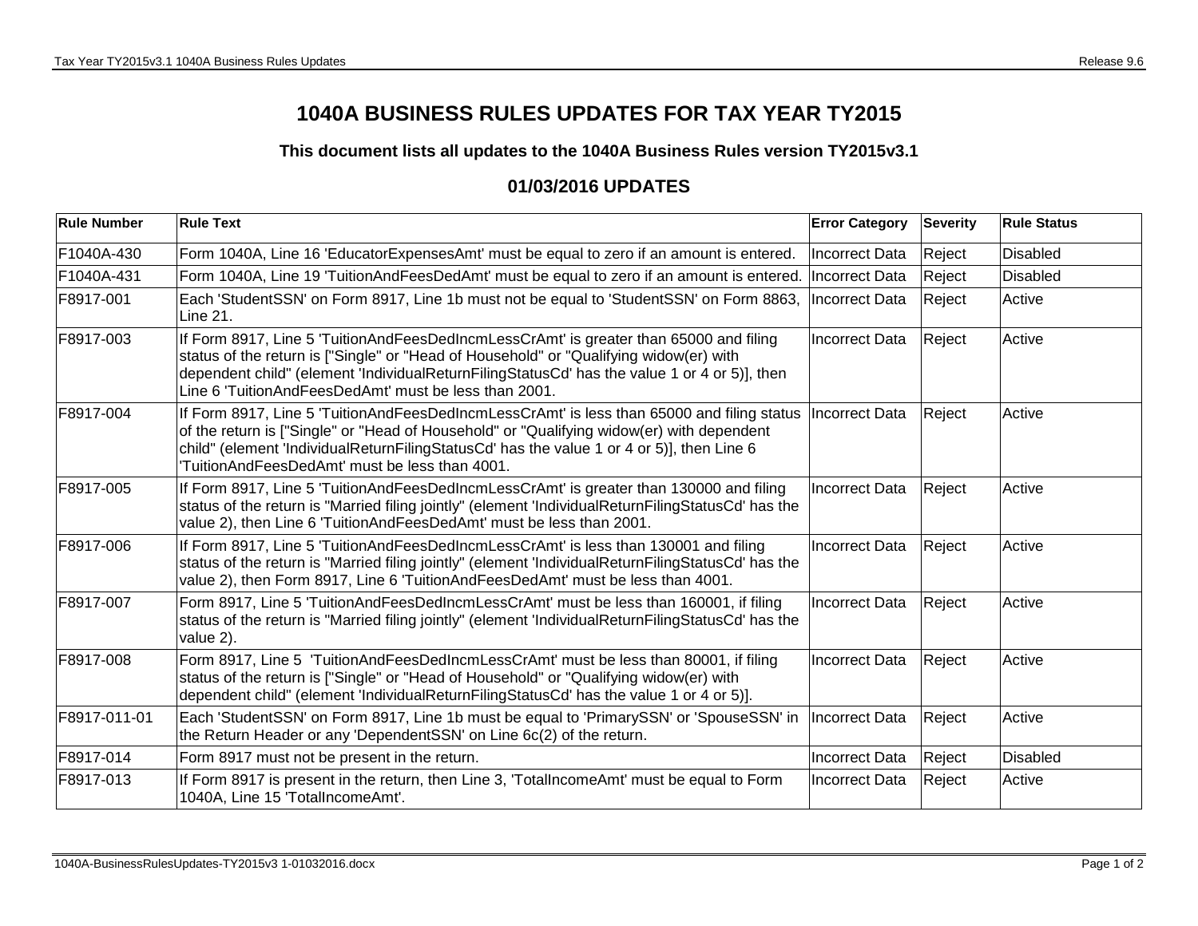# 1040A BUSINESS RULES UPDATES FOR TAX YEAR TY2015

### This document lists all updates to the 1040A Business Rules version TY2015v3.1

## 01/03/2016 UPDATES

| Rule Number | Rule Text | Error Category | Severity | Rule Status |
|---|---|---|---|---|
| F1040A-430 | Form 1040A, Line 16 'EducatorExpensesAmt' must be equal to zero if an amount is entered. | Incorrect Data | Reject | Disabled |
| F1040A-431 | Form 1040A, Line 19 'TuitionAndFeesDedAmt' must be equal to zero if an amount is entered. | Incorrect Data | Reject | Disabled |
| F8917-001 | Each 'StudentSSN' on Form 8917, Line 1b must not be equal to 'StudentSSN' on Form 8863, Line 21. | Incorrect Data | Reject | Active |
| F8917-003 | If Form 8917, Line 5 'TuitionAndFeesDedIncmLessCrAmt' is greater than 65000 and filing status of the return is ["Single" or "Head of Household" or "Qualifying widow(er) with dependent child" (element 'IndividualReturnFilingStatusCd' has the value 1 or 4 or 5)], then Line 6 'TuitionAndFeesDedAmt' must be less than 2001. | Incorrect Data | Reject | Active |
| F8917-004 | If Form 8917, Line 5 'TuitionAndFeesDedIncmLessCrAmt' is less than 65000 and filing status of the return is ["Single" or "Head of Household" or "Qualifying widow(er) with dependent child" (element 'IndividualReturnFilingStatusCd' has the value 1 or 4 or 5)], then Line 6 'TuitionAndFeesDedAmt' must be less than 4001. | Incorrect Data | Reject | Active |
| F8917-005 | If Form 8917, Line 5 'TuitionAndFeesDedIncmLessCrAmt' is greater than 130000 and filing status of the return is "Married filing jointly" (element 'IndividualReturnFilingStatusCd' has the value 2), then Line 6 'TuitionAndFeesDedAmt' must be less than 2001. | Incorrect Data | Reject | Active |
| F8917-006 | If Form 8917, Line 5 'TuitionAndFeesDedIncmLessCrAmt' is less than 130001 and filing status of the return is "Married filing jointly" (element 'IndividualReturnFilingStatusCd' has the value 2), then Form 8917, Line 6 'TuitionAndFeesDedAmt' must be less than 4001. | Incorrect Data | Reject | Active |
| F8917-007 | Form 8917, Line 5 'TuitionAndFeesDedIncmLessCrAmt' must be less than 160001, if filing status of the return is "Married filing jointly" (element 'IndividualReturnFilingStatusCd' has the value 2). | Incorrect Data | Reject | Active |
| F8917-008 | Form 8917, Line 5 'TuitionAndFeesDedIncmLessCrAmt' must be less than 80001, if filing status of the return is ["Single" or "Head of Household" or "Qualifying widow(er) with dependent child" (element 'IndividualReturnFilingStatusCd' has the value 1 or 4 or 5)]. | Incorrect Data | Reject | Active |
| F8917-011-01 | Each 'StudentSSN' on Form 8917, Line 1b must be equal to 'PrimarySSN' or 'SpouseSSN' in the Return Header or any 'DependentSSN' on Line 6c(2) of the return. | Incorrect Data | Reject | Active |
| F8917-014 | Form 8917 must not be present in the return. | Incorrect Data | Reject | Disabled |
| F8917-013 | If Form 8917 is present in the return, then Line 3, 'TotalIncomeAmt' must be equal to Form 1040A, Line 15 'TotalIncomeAmt'. | Incorrect Data | Reject | Active |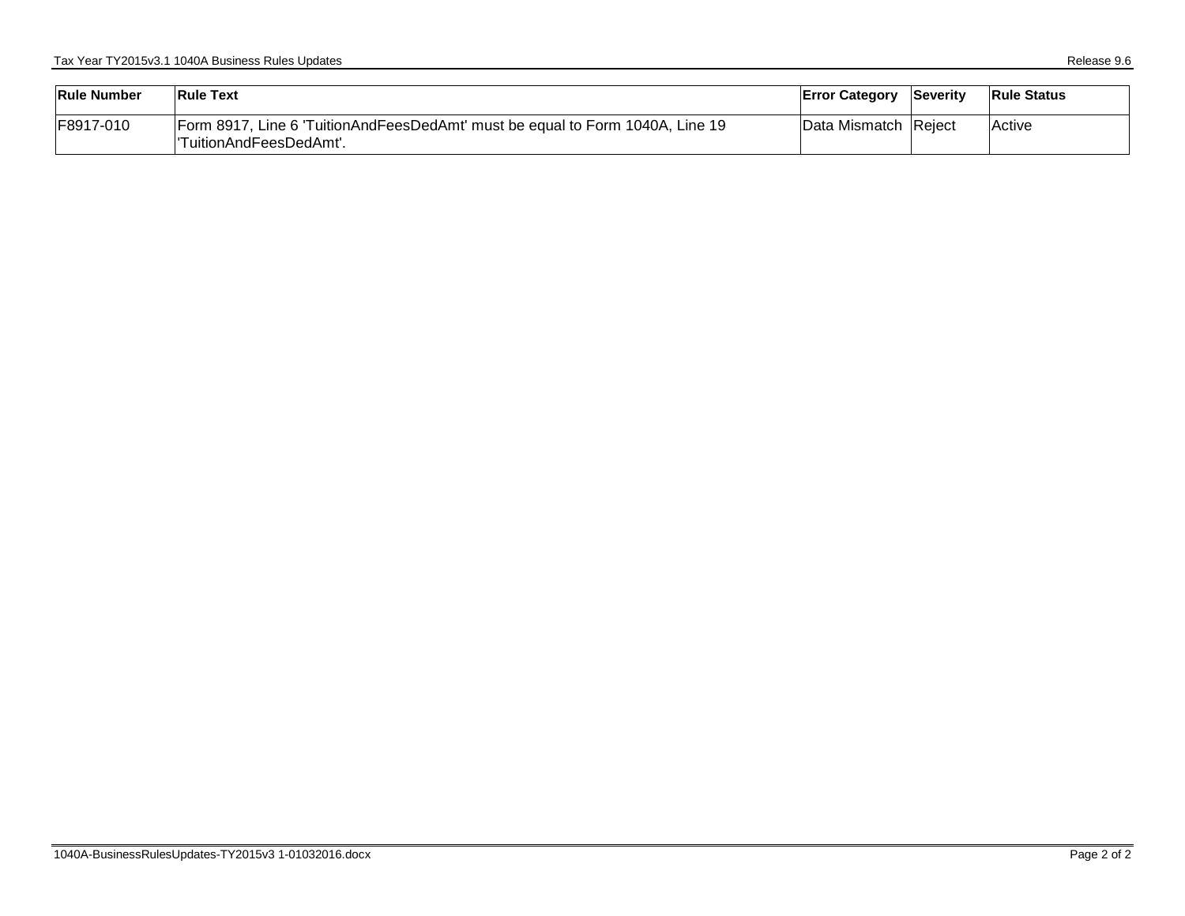| Rule Number | Rule Text | Error Category | Severity | Rule Status |
| --- | --- | --- | --- | --- |
| F8917-010 | Form 8917, Line 6 'TuitionAndFeesDedAmt' must be equal to Form 1040A, Line 19 'TuitionAndFeesDedAmt'. | Data Mismatch | Reject | Active |